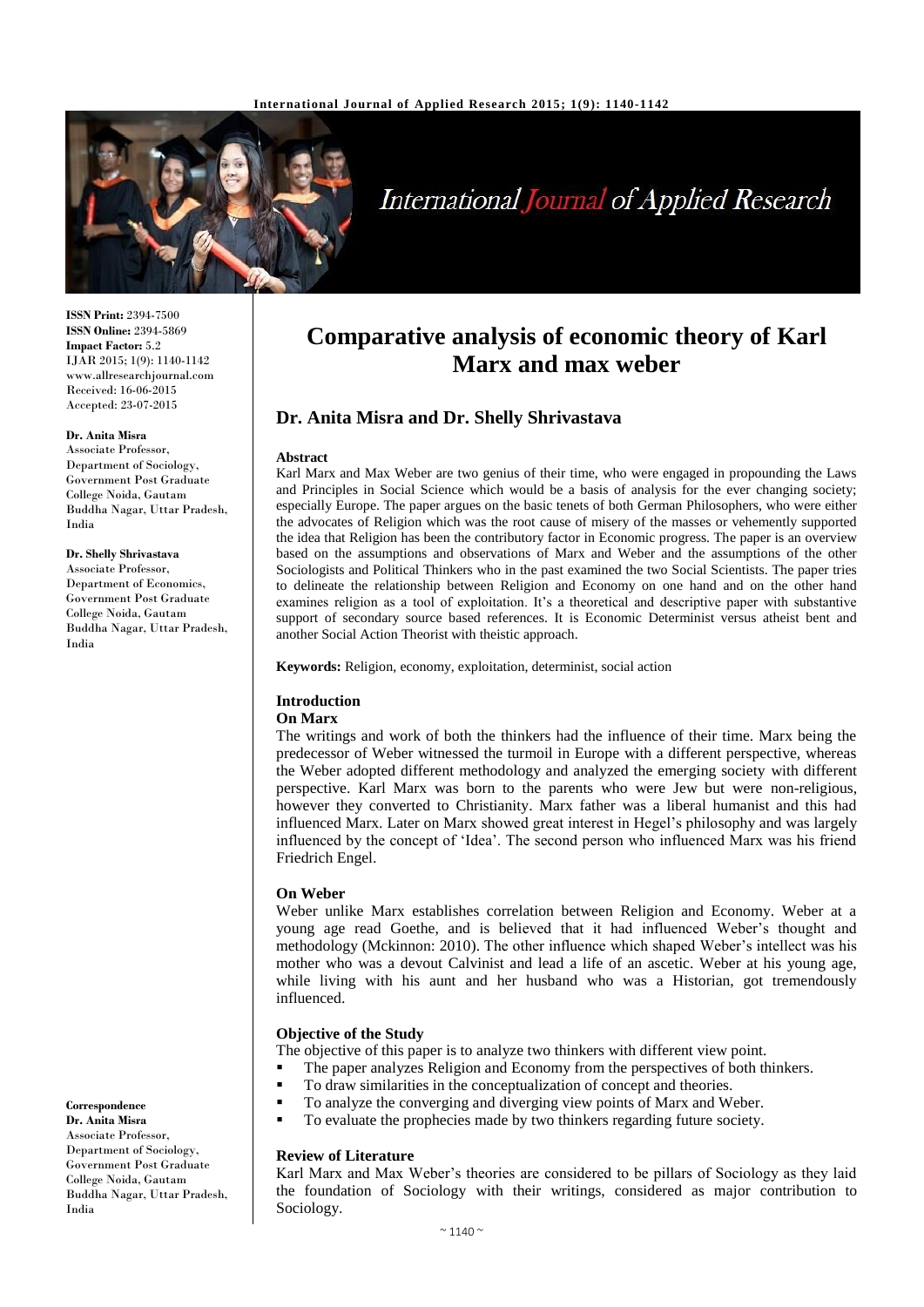# Comparative analysis of economic theory of Karl Marx and max weber

**Dr. Anita Misra and Dr. Shelly Shrivastava**

**ISSN Print:** 2394-7500
**ISSN Online:** 2394-5869
**Impact Factor:** 5.2
IJAR 2015; 1(9): 1140-1142
www.allresearchjournal.com
Received: 16-06-2015
Accepted: 23-07-2015

**Dr. Anita Misra**
Associate Professor, Department of Sociology, Government Post Graduate College Noida, Gautam Buddha Nagar, Uttar Pradesh, India

**Dr. Shelly Shrivastava**
Associate Professor, Department of Economics, Government Post Graduate College Noida, Gautam Buddha Nagar, Uttar Pradesh, India

**Correspondence**
**Dr. Anita Misra**
Associate Professor, Department of Sociology, Government Post Graduate College Noida, Gautam Buddha Nagar, Uttar Pradesh, India

#### Abstract

Karl Marx and Max Weber are two genius of their time, who were engaged in propounding the Laws and Principles in Social Science which would be a basis of analysis for the ever changing society; especially Europe. The paper argues on the basic tenets of both German Philosophers, who were either the advocates of Religion which was the root cause of misery of the masses or vehemently supported the idea that Religion has been the contributory factor in Economic progress. The paper is an overview based on the assumptions and observations of Marx and Weber and the assumptions of the other Sociologists and Political Thinkers who in the past examined the two Social Scientists. The paper tries to delineate the relationship between Religion and Economy on one hand and on the other hand examines religion as a tool of exploitation. It's a theoretical and descriptive paper with substantive support of secondary source based references. It is Economic Determinist versus atheist bent and another Social Action Theorist with theistic approach.

**Keywords:** Religion, economy, exploitation, determinist, social action

## Introduction

### On Marx

The writings and work of both the thinkers had the influence of their time. Marx being the predecessor of Weber witnessed the turmoil in Europe with a different perspective, whereas the Weber adopted different methodology and analyzed the emerging society with different perspective. Karl Marx was born to the parents who were Jew but were non-religious, however they converted to Christianity. Marx father was a liberal humanist and this had influenced Marx. Later on Marx showed great interest in Hegel's philosophy and was largely influenced by the concept of 'Idea'. The second person who influenced Marx was his friend Friedrich Engel.

### On Weber

Weber unlike Marx establishes correlation between Religion and Economy. Weber at a young age read Goethe, and is believed that it had influenced Weber's thought and methodology (Mckinnon: 2010). The other influence which shaped Weber's intellect was his mother who was a devout Calvinist and lead a life of an ascetic. Weber at his young age, while living with his aunt and her husband who was a Historian, got tremendously influenced.

### Objective of the Study

The objective of this paper is to analyze two thinkers with different view point.

- The paper analyzes Religion and Economy from the perspectives of both thinkers.
- To draw similarities in the conceptualization of concept and theories.
- To analyze the converging and diverging view points of Marx and Weber.
- To evaluate the prophecies made by two thinkers regarding future society.

### Review of Literature

Karl Marx and Max Weber's theories are considered to be pillars of Sociology as they laid the foundation of Sociology with their writings, considered as major contribution to Sociology.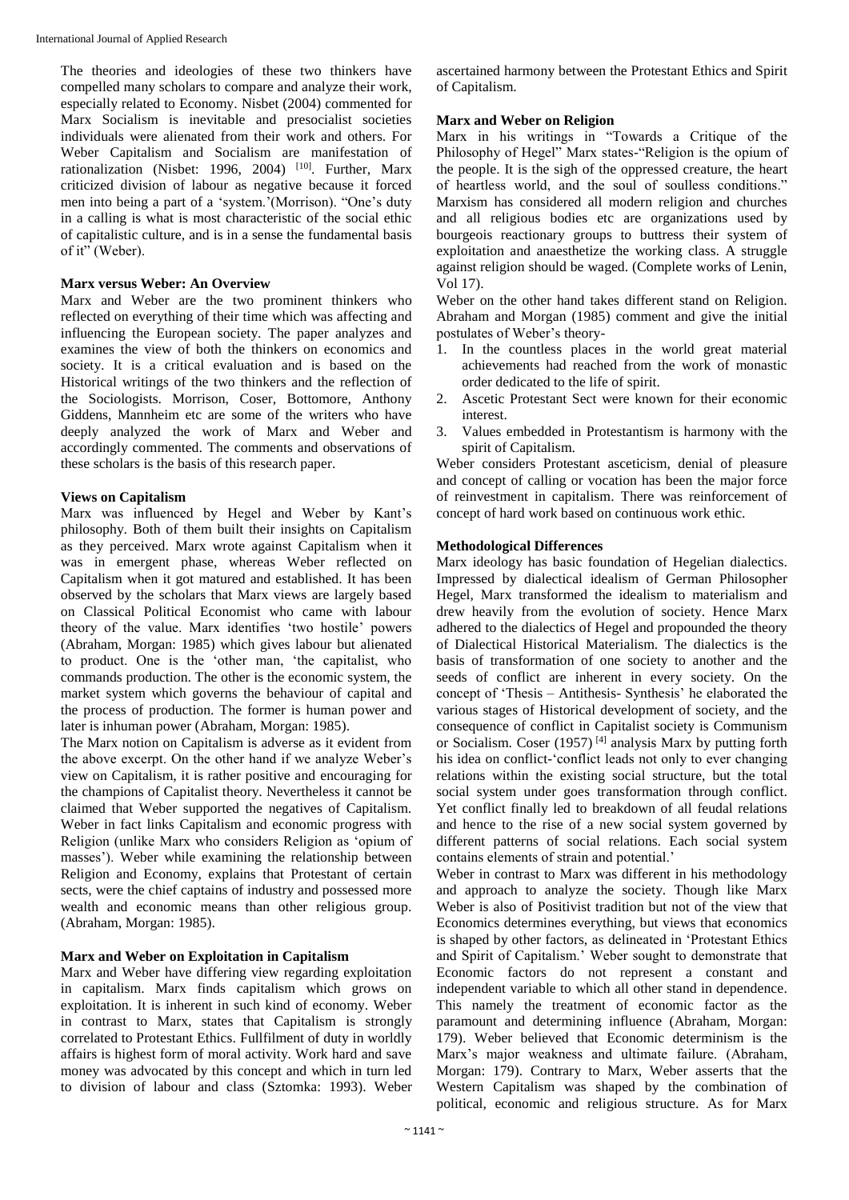The theories and ideologies of these two thinkers have compelled many scholars to compare and analyze their work, especially related to Economy. Nisbet (2004) commented for Marx Socialism is inevitable and presocialist societies individuals were alienated from their work and others. For Weber Capitalism and Socialism are manifestation of rationalization (Nisbet: 1996, 2004) [10]. Further, Marx criticized division of labour as negative because it forced men into being a part of a 'system.'(Morrison). "One's duty in a calling is what is most characteristic of the social ethic of capitalistic culture, and is in a sense the fundamental basis of it" (Weber).

## Marx versus Weber: An Overview

Marx and Weber are the two prominent thinkers who reflected on everything of their time which was affecting and influencing the European society. The paper analyzes and examines the view of both the thinkers on economics and society. It is a critical evaluation and is based on the Historical writings of the two thinkers and the reflection of the Sociologists. Morrison, Coser, Bottomore, Anthony Giddens, Mannheim etc are some of the writers who have deeply analyzed the work of Marx and Weber and accordingly commented. The comments and observations of these scholars is the basis of this research paper.

## Views on Capitalism

Marx was influenced by Hegel and Weber by Kant's philosophy. Both of them built their insights on Capitalism as they perceived. Marx wrote against Capitalism when it was in emergent phase, whereas Weber reflected on Capitalism when it got matured and established. It has been observed by the scholars that Marx views are largely based on Classical Political Economist who came with labour theory of the value. Marx identifies 'two hostile' powers (Abraham, Morgan: 1985) which gives labour but alienated to product. One is the 'other man, 'the capitalist, who commands production. The other is the economic system, the market system which governs the behaviour of capital and the process of production. The former is human power and later is inhuman power (Abraham, Morgan: 1985).

The Marx notion on Capitalism is adverse as it evident from the above excerpt. On the other hand if we analyze Weber's view on Capitalism, it is rather positive and encouraging for the champions of Capitalist theory. Nevertheless it cannot be claimed that Weber supported the negatives of Capitalism. Weber in fact links Capitalism and economic progress with Religion (unlike Marx who considers Religion as 'opium of masses'). Weber while examining the relationship between Religion and Economy, explains that Protestant of certain sects, were the chief captains of industry and possessed more wealth and economic means than other religious group. (Abraham, Morgan: 1985).

## Marx and Weber on Exploitation in Capitalism

Marx and Weber have differing view regarding exploitation in capitalism. Marx finds capitalism which grows on exploitation. It is inherent in such kind of economy. Weber in contrast to Marx, states that Capitalism is strongly correlated to Protestant Ethics. Fullfilment of duty in worldly affairs is highest form of moral activity. Work hard and save money was advocated by this concept and which in turn led to division of labour and class (Sztomka: 1993). Weber ascertained harmony between the Protestant Ethics and Spirit of Capitalism.

## Marx and Weber on Religion

Marx in his writings in "Towards a Critique of the Philosophy of Hegel" Marx states-"Religion is the opium of the people. It is the sigh of the oppressed creature, the heart of heartless world, and the soul of soulless conditions." Marxism has considered all modern religion and churches and all religious bodies etc are organizations used by bourgeois reactionary groups to buttress their system of exploitation and anaesthetize the working class. A struggle against religion should be waged. (Complete works of Lenin, Vol 17).

Weber on the other hand takes different stand on Religion. Abraham and Morgan (1985) comment and give the initial postulates of Weber's theory-

1. In the countless places in the world great material achievements has reached from the work of monastic order dedicated to the life of spirit.
2. Ascetic Protestant Sect were known for their economic interest.
3. Values embedded in Protestantism is harmony with the spirit of Capitalism.

Weber considers Protestant asceticism, denial of pleasure and concept of calling or vocation has been the major force of reinvestment in capitalism. There was reinforcement of concept of hard work based on continuous work ethic.

## Methodological Differences

Marx ideology has basic foundation of Hegelian dialectics. Impressed by dialectical idealism of German Philosopher Hegel, Marx transformed the idealism to materialism and drew heavily from the evolution of society. Hence Marx adhered to the dialectics of Hegel and propounded the theory of Dialectical Historical Materialism. The dialectics is the basis of transformation of one society to another and the seeds of conflict are inherent in every society. On the concept of 'Thesis – Antithesis- Synthesis' he elaborated the various stages of Historical development of society, and the consequence of conflict in Capitalist society is Communism or Socialism. Coser (1957) [4] analysis Marx by putting forth his idea on conflict-'conflict leads not only to ever changing relations within the existing social structure, but the total social system under goes transformation through conflict. Yet conflict finally led to breakdown of all feudal relations and hence to the rise of a new social system governed by different patterns of social relations. Each social system contains elements of strain and potential.'

Weber in contrast to Marx was different in his methodology and approach to analyze the society. Though like Marx Weber is also of Positivist tradition but not of the view that Economics determines everything, but views that economics is shaped by other factors, as delineated in 'Protestant Ethics and Spirit of Capitalism.' Weber sought to demonstrate that Economic factors do not represent a constant and independent variable to which all other stand in dependence. This namely the treatment of economic factor as the paramount and determining influence (Abraham, Morgan: 179). Weber believed that Economic determinism is the Marx's major weakness and ultimate failure. (Abraham, Morgan: 179). Contrary to Marx, Weber asserts that the Western Capitalism was shaped by the combination of political, economic and religious structure. As for Marx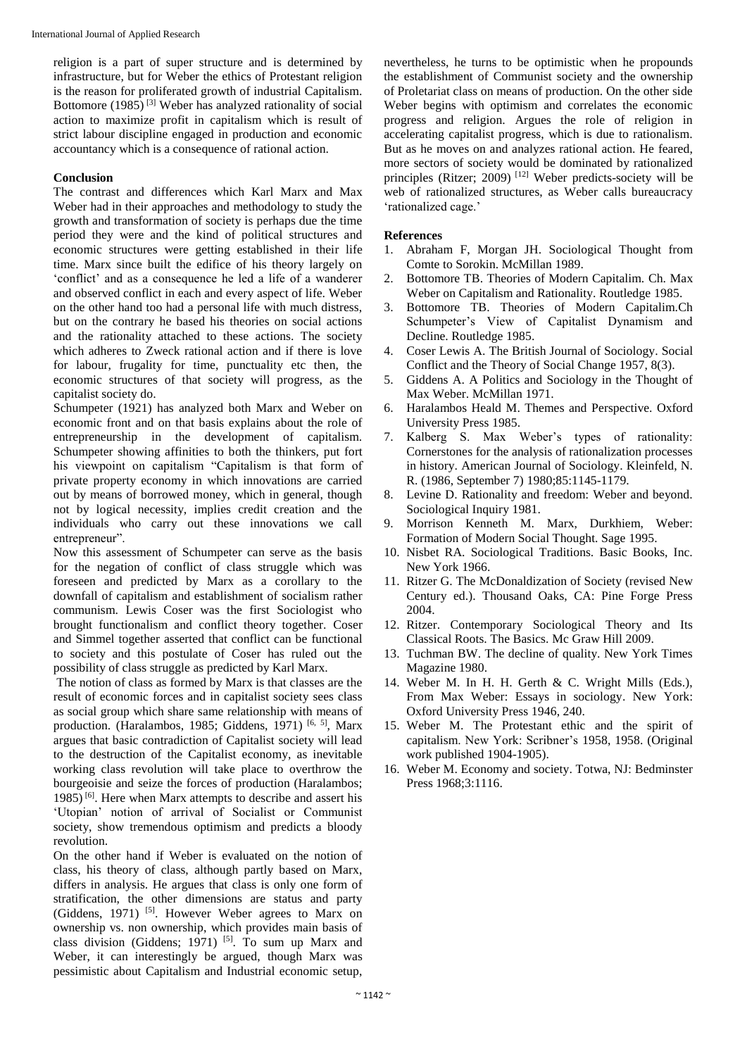religion is a part of super structure and is determined by infrastructure, but for Weber the ethics of Protestant religion is the reason for proliferated growth of industrial Capitalism. Bottomore (1985) [3] Weber has analyzed rationality of social action to maximize profit in capitalism which is result of strict labour discipline engaged in production and economic accountancy which is a consequence of rational action.

## Conclusion

The contrast and differences which Karl Marx and Max Weber had in their approaches and methodology to study the growth and transformation of society is perhaps due the time period they were and the kind of political structures and economic structures were getting established in their life time. Marx since built the edifice of his theory largely on 'conflict' and as a consequence he led a life of a wanderer and observed conflict in each and every aspect of life. Weber on the other hand too had a personal life with much distress, but on the contrary he based his theories on social actions and the rationality attached to these actions. The society which adheres to Zweck rational action and if there is love for labour, frugality for time, punctuality etc then, the economic structures of that society will progress, as the capitalist society do.

Schumpeter (1921) has analyzed both Marx and Weber on economic front and on that basis explains about the role of entrepreneurship in the development of capitalism. Schumpeter showing affinities to both the thinkers, put fort his viewpoint on capitalism "Capitalism is that form of private property economy in which innovations are carried out by means of borrowed money, which in general, though not by logical necessity, implies credit creation and the individuals who carry out these innovations we call entrepreneur".

Now this assessment of Schumpeter can serve as the basis for the negation of conflict of class struggle which was foreseen and predicted by Marx as a corollary to the downfall of capitalism and establishment of socialism rather communism. Lewis Coser was the first Sociologist who brought functionalism and conflict theory together. Coser and Simmel together asserted that conflict can be functional to society and this postulate of Coser has ruled out the possibility of class struggle as predicted by Karl Marx.

The notion of class as formed by Marx is that classes are the result of economic forces and in capitalist society sees class as social group which share same relationship with means of production. (Haralambos, 1985; Giddens, 1971) [6, 5], Marx argues that basic contradiction of Capitalist society will lead to the destruction of the Capitalist economy, as inevitable working class revolution will take place to overthrow the bourgeoisie and seize the forces of production (Haralambos; 1985) [6]. Here when Marx attempts to describe and assert his 'Utopian' notion of arrival of Socialist or Communist society, show tremendous optimism and predicts a bloody revolution.

On the other hand if Weber is evaluated on the notion of class, his theory of class, although partly based on Marx, differs in analysis. He argues that class is only one form of stratification, the other dimensions are status and party (Giddens, 1971) [5]. However Weber agrees to Marx on ownership vs. non ownership, which provides main basis of class division (Giddens; 1971) [5]. To sum up Marx and Weber, it can interestingly be argued, though Marx was pessimistic about Capitalism and Industrial economic setup, nevertheless, he turns to be optimistic when he propounds the establishment of Communist society and the ownership of Proletariat class on means of production. On the other side Weber begins with optimism and correlates the economic progress and religion. Argues the role of religion in accelerating capitalist progress, which is due to rationalism. But as he moves on and analyzes rational action. He feared, more sectors of society would be dominated by rationalized principles (Ritzer; 2009) [12] Weber predicts-society will be web of rationalized structures, as Weber calls bureaucracy 'rationalized cage.'

## References

1. Abraham F, Morgan JH. Sociological Thought from Comte to Sorokin. McMillan 1989.
2. Bottomore TB. Theories of Modern Capitalim. Ch. Max Weber on Capitalism and Rationality. Routledge 1985.
3. Bottomore TB. Theories of Modern Capitalim.Ch Schumpeter's View of Capitalist Dynamism and Decline. Routledge 1985.
4. Coser Lewis A. The British Journal of Sociology. Social Conflict and the Theory of Social Change 1957, 8(3).
5. Giddens A. A Politics and Sociology in the Thought of Max Weber. McMillan 1971.
6. Haralambos Heald M. Themes and Perspective. Oxford University Press 1985.
7. Kalberg S. Max Weber's types of rationality: Cornerstones for the analysis of rationalization processes in history. American Journal of Sociology. Kleinfeld, N. R. (1986, September 7) 1980;85:1145-1179.
8. Levine D. Rationality and freedom: Weber and beyond. Sociological Inquiry 1981.
9. Morrison Kenneth M. Marx, Durkhiem, Weber: Formation of Modern Social Thought. Sage 1995.
10. Nisbet RA. Sociological Traditions. Basic Books, Inc. New York 1966.
11. Ritzer G. The McDonaldization of Society (revised New Century ed.). Thousand Oaks, CA: Pine Forge Press 2004.
12. Ritzer. Contemporary Sociological Theory and Its Classical Roots. The Basics. Mc Graw Hill 2009.
13. Tuchman BW. The decline of quality. New York Times Magazine 1980.
14. Weber M. In H. H. Gerth & C. Wright Mills (Eds.), From Max Weber: Essays in sociology. New York: Oxford University Press 1946, 240.
15. Weber M. The Protestant ethic and the spirit of capitalism. New York: Scribner's 1958, 1958. (Original work published 1904-1905).
16. Weber M. Economy and society. Totwa, NJ: Bedminster Press 1968;3:1116.